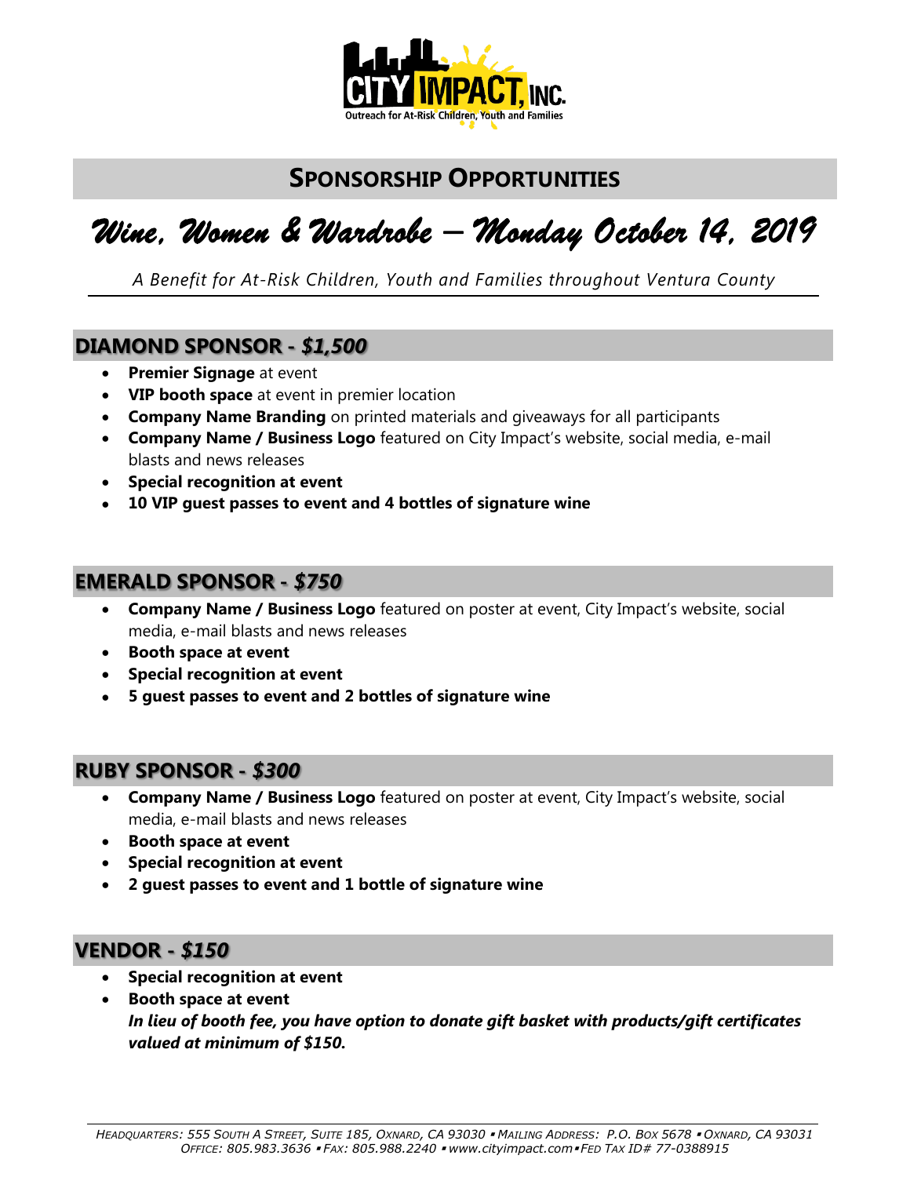# Sponsorship Opportunities

## *Wine, Women & Wardrobe – Monday October 14, 2019*

*A Benefit for At-Risk Children, Youth and Families throughout Ventura County*

## DIAMOND SPONSOR - *$1,500*

- **Premier Signage** at event
- **VIP booth space** at event in premier location
- **Company Name Branding** on printed materials and giveaways for all participants
- **Company Name / Business Logo** featured on City Impact's website, social media, e-mail blasts and news releases
- **Special recognition at event**
- **10 VIP guest passes to event and 4 bottles of signature wine**

## EMERALD SPONSOR - *$750*

- **Company Name / Business Logo** featured on poster at event, City Impact's website, social media, e-mail blasts and news releases
- **Booth space at event**
- **Special recognition at event**
- **5 guest passes to event and 2 bottles of signature wine**

## RUBY SPONSOR - *$300*

- **Company Name / Business Logo** featured on poster at event, City Impact's website, social media, e-mail blasts and news releases
- **Booth space at event**
- **Special recognition at event**
- **2 guest passes to event and 1 bottle of signature wine**

## VENDOR - *$150*

- **Special recognition at event**
- **Booth space at event**
  ***In lieu of booth fee, you have option to donate gift basket with products/gift certificates valued at minimum of $150.***

*Headquarters: 555 South A Street, Suite 185, Oxnard, CA 93030 ▪ Mailing Address: P.O. Box 5678 ▪ Oxnard, CA 93031*
*Office: 805.983.3636 ▪ Fax: 805.988.2240 ▪ www.cityimpact.com ▪ Fed Tax ID# 77-0388915*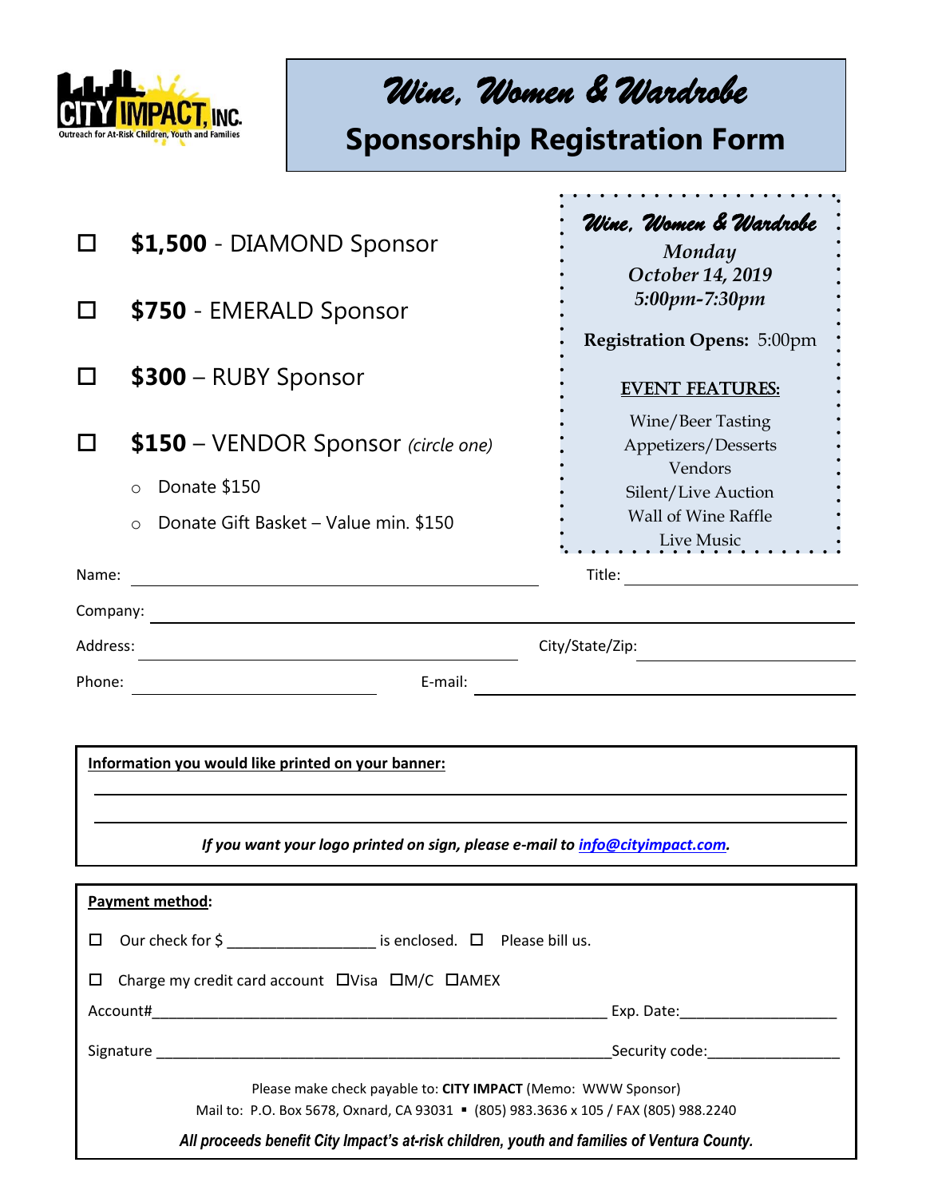CITY IMPACT, INC.
Outreach for At-Risk Children, Youth and Families

# *Wine, Women & Wardrobe*

## Sponsorship Registration Form

- ☐ **$1,500** - DIAMOND Sponsor
- ☐ **$750** - EMERALD Sponsor
- ☐ **$300** – RUBY Sponsor
- ☐ **$150** – VENDOR Sponsor *(circle one)*
  - Donate $150
  - Donate Gift Basket – Value min. $150

***Wine, Women & Wardrobe***
*Monday*
*October 14, 2019*
*5:00pm-7:30pm*

**Registration Opens:** 5:00pm

**<u>EVENT FEATURES:</u>**

Wine/Beer Tasting
Appetizers/Desserts
Vendors
Silent/Live Auction
Wall of Wine Raffle
Live Music

Name: ______________________________ Title: ______________________________

Company: ______________________________

Address: ______________________________ City/State/Zip: ______________________________

Phone: ______________________________ E-mail: ______________________________

**<u>Information you would like printed on your banner:</u>**

______________________________

______________________________

***If you want your logo printed on sign, please e-mail to info@cityimpact.com.***

**<u>Payment method</u>:**

☐ Our check for $ __________________ is enclosed. ☐ Please bill us.

☐ Charge my credit card account ☐Visa ☐M/C ☐AMEX

Account#______________________________ Exp. Date:___________________

Signature ______________________________Security code:________________

Please make check payable to: **CITY IMPACT** (Memo: WWW Sponsor)
Mail to: P.O. Box 5678, Oxnard, CA 93031 ▪ (805) 983.3636 x 105 / FAX (805) 988.2240

***All proceeds benefit City Impact's at-risk children, youth and families of Ventura County.***